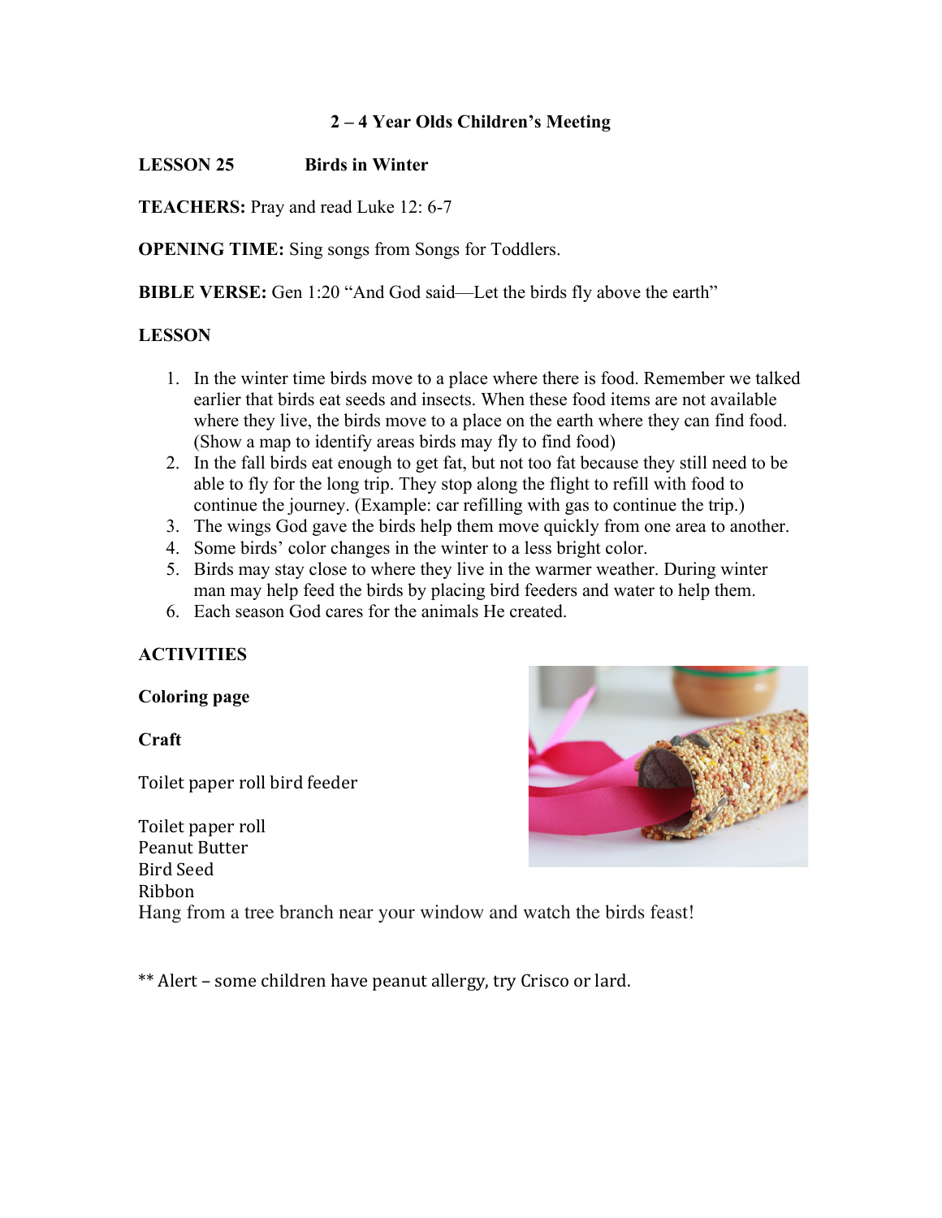# 2 – 4 Year Olds Children's Meeting

**LESSON 25 Birds in Winter**

**TEACHERS:** Pray and read Luke 12: 6-7

**OPENING TIME:** Sing songs from Songs for Toddlers.

**BIBLE VERSE:** Gen 1:20 "And God said—Let the birds fly above the earth"

**LESSON**

1. In the winter time birds move to a place where there is food. Remember we talked earlier that birds eat seeds and insects. When these food items are not available where they live, the birds move to a place on the earth where they can find food. (Show a map to identify areas birds may fly to find food)
2. In the fall birds eat enough to get fat, but not too fat because they still need to be able to fly for the long trip. They stop along the flight to refill with food to continue the journey. (Example: car refilling with gas to continue the trip.)
3. The wings God gave the birds help them move quickly from one area to another.
4. Some birds' color changes in the winter to a less bright color.
5. Birds may stay close to where they live in the warmer weather. During winter man may help feed the birds by placing bird feeders and water to help them.
6. Each season God cares for the animals He created.

**ACTIVITIES**

**Coloring page**

**Craft**

Toilet paper roll bird feeder

Toilet paper roll
Peanut Butter
Bird Seed
Ribbon
Hang from a tree branch near your window and watch the birds feast!

** Alert – some children have peanut allergy, try Crisco or lard.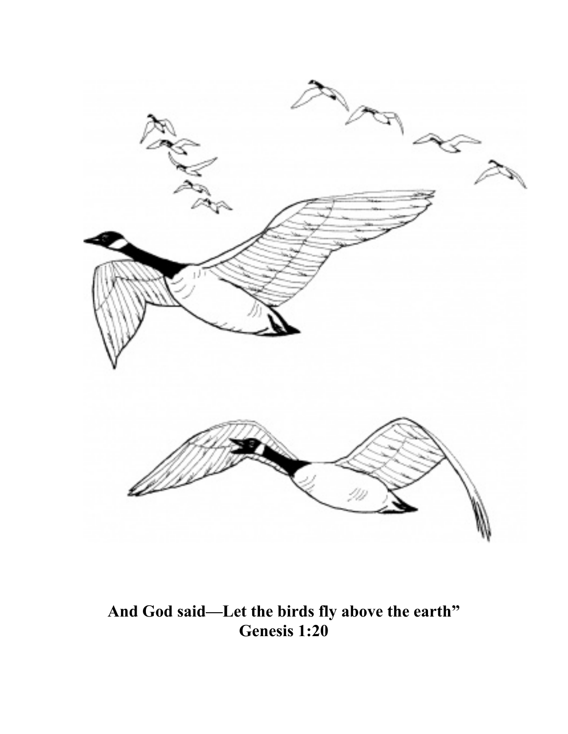**And God said—Let the birds fly above the earth"**
**Genesis 1:20**